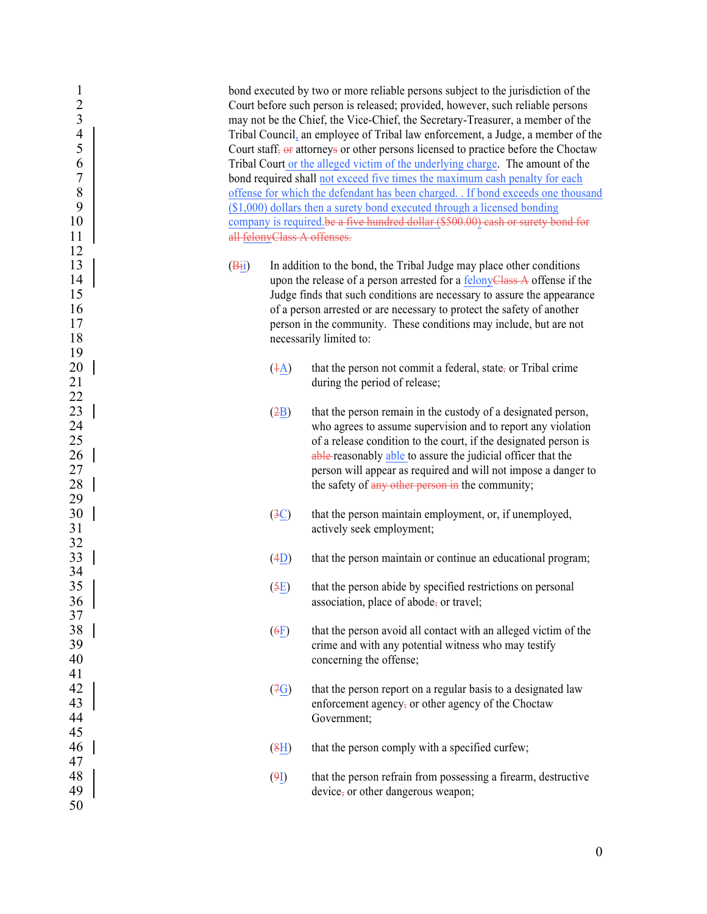bond executed by two or more reliable persons subject to the jurisdiction of the Court before such person is released; provided, however, such reliable persons may not be the Chief, the Vice-Chief, the Secretary-Treasurer, a member of the Tribal Council, an employee of Tribal law enforcement, a Judge, a member of the Court staff, or attorneys or other persons licensed to practice before the Choctaw Tribal Court or the alleged victim of the underlying charge. The amount of the bond required shall not exceed five times the maximum cash penalty for each offense for which the defendant has been charged. . If bond exceeds one thousand ($1,000) dollars then a surety bond executed through a licensed bonding company is required.be a five hundred dollar ($500.00) cash or surety bond for all felonyClass A offenses.

(Bii) In addition to the bond, the Tribal Judge may place other conditions upon the release of a person arrested for a felonyClass A offense if the Judge finds that such conditions are necessary to assure the appearance of a person arrested or are necessary to protect the safety of another person in the community. These conditions may include, but are not necessarily limited to:

(1A) that the person not commit a federal, state, or Tribal crime during the period of release;

(2B) that the person remain in the custody of a designated person, who agrees to assume supervision and to report any violation of a release condition to the court, if the designated person is able reasonably able to assure the judicial officer that the person will appear as required and will not impose a danger to the safety of any other person in the community;

(3C) that the person maintain employment, or, if unemployed, actively seek employment;

(4D) that the person maintain or continue an educational program;

(5E) that the person abide by specified restrictions on personal association, place of abode, or travel;

(6F) that the person avoid all contact with an alleged victim of the crime and with any potential witness who may testify concerning the offense;

(7G) that the person report on a regular basis to a designated law enforcement agency, or other agency of the Choctaw Government;

(8H) that the person comply with a specified curfew;

(9I) that the person refrain from possessing a firearm, destructive device, or other dangerous weapon;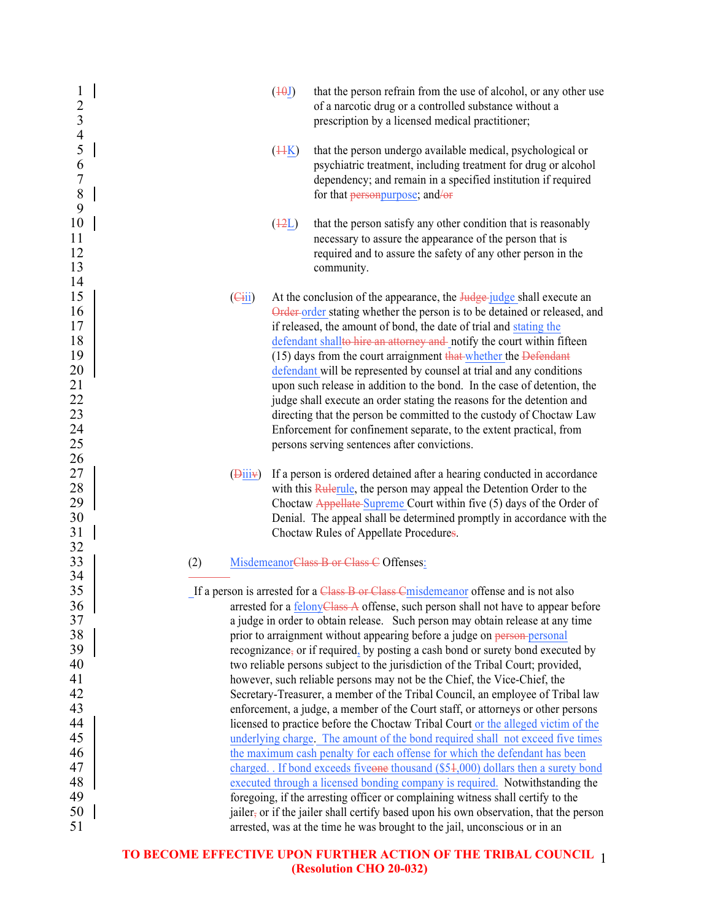(~~10~~J) that the person refrain from the use of alcohol, or any other use of a narcotic drug or a controlled substance without a prescription by a licensed medical practitioner;

(~~11~~K) that the person undergo available medical, psychological or psychiatric treatment, including treatment for drug or alcohol dependency; and remain in a specified institution if required for that ~~person~~purpose; and~~/or~~

(~~12~~L) that the person satisfy any other condition that is reasonably necessary to assure the appearance of the person that is required and to assure the safety of any other person in the community.

(~~C~~ii) At the conclusion of the appearance, the ~~Judge~~ judge shall execute an ~~Order~~ order stating whether the person is to be detained or released, and if released, the amount of bond, the date of trial and stating the defendant shall~~to hire an attorney and~~ notify the court within fifteen (15) days from the court arraignment ~~that~~ whether the ~~Defendant~~ defendant will be represented by counsel at trial and any conditions upon such release in addition to the bond. In the case of detention, the judge shall execute an order stating the reasons for the detention and directing that the person be committed to the custody of Choctaw Law Enforcement for confinement separate, to the extent practical, from persons serving sentences after convictions.

(~~D~~iii~~v~~) If a person is ordered detained after a hearing conducted in accordance with this ~~Rule~~rule, the person may appeal the Detention Order to the Choctaw ~~Appellate~~ Supreme Court within five (5) days of the Order of Denial. The appeal shall be determined promptly in accordance with the Choctaw Rules of Appellate Procedure~~s~~.

(2) Misdemeanor~~Class B or Class C~~ Offenses:

If a person is arrested for a ~~Class B or Class C~~misdemeanor offense and is not also arrested for a felony~~Class A~~ offense, such person shall not have to appear before a judge in order to obtain release. Such person may obtain release at any time prior to arraignment without appearing before a judge on ~~person~~ personal recognizance~~,~~ or if required, by posting a cash bond or surety bond executed by two reliable persons subject to the jurisdiction of the Tribal Court; provided, however, such reliable persons may not be the Chief, the Vice-Chief, the Secretary-Treasurer, a member of the Tribal Council, an employee of Tribal law enforcement, a judge, a member of the Court staff, or attorneys or other persons licensed to practice before the Choctaw Tribal Court or the alleged victim of the underlying charge. The amount of the bond required shall not exceed five times the maximum cash penalty for each offense for which the defendant has been charged. . If bond exceeds five~~one~~ thousand ($5~~1~~,000) dollars then a surety bond executed through a licensed bonding company is required. Notwithstanding the foregoing, if the arresting officer or complaining witness shall certify to the jailer~~,~~ or if the jailer shall certify based upon his own observation, that the person arrested, was at the time he was brought to the jail, unconscious or in an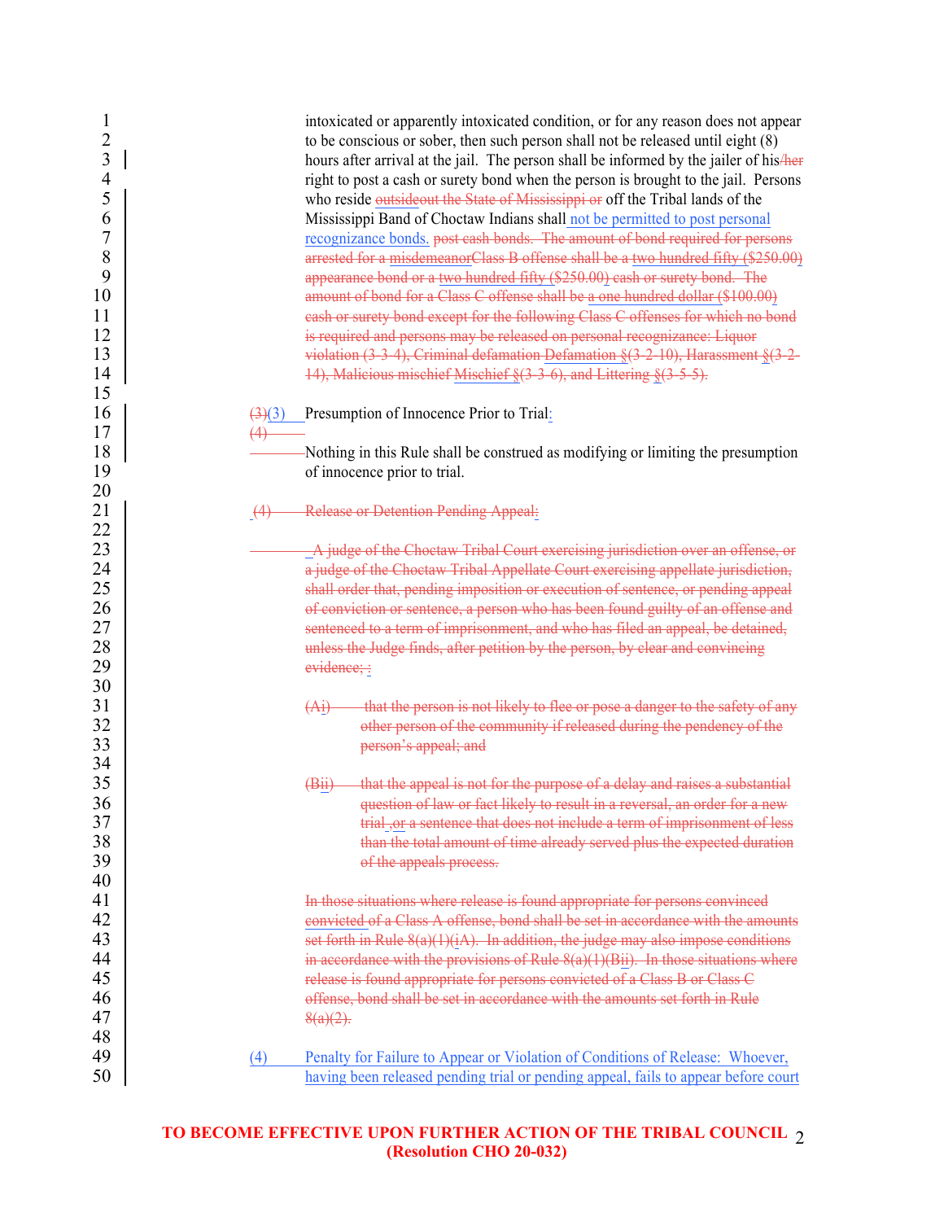intoxicated or apparently intoxicated condition, or for any reason does not appear to be conscious or sober, then such person shall not be released until eight (8) hours after arrival at the jail. The person shall be informed by the jailer of his/her right to post a cash or surety bond when the person is brought to the jail. Persons who reside ~~outsideout the State of Mississippi or~~ off the Tribal lands of the Mississippi Band of Choctaw Indians shall not be permitted to post personal recognizance bonds. ~~post cash bonds. The amount of bond required for persons arrested for a misdemeanorClass B offense shall be a two hundred fifty ($250.00) appearance bond or a two hundred fifty ($250.00) cash or surety bond. The amount of bond for a Class C offense shall be a one hundred dollar ($100.00) cash or surety bond except for the following Class C offenses for which no bond is required and persons may be released on personal recognizance: Liquor violation (3-3-4), Criminal defamation Defamation §(3-2-10), Harassment §(3-2-14), Malicious mischief Mischief §(3-3-6), and Littering §(3-5-5).~~

~~(3)~~(3) Presumption of Innocence Prior to Trial:
~~(4)~~

Nothing in this Rule shall be construed as modifying or limiting the presumption of innocence prior to trial.

~~(4) Release or Detention Pending Appeal:~~

~~A judge of the Choctaw Tribal Court exercising jurisdiction over an offense, or a judge of the Choctaw Tribal Appellate Court exercising appellate jurisdiction, shall order that, pending imposition or execution of sentence, or pending appeal of conviction or sentence, a person who has been found guilty of an offense and sentenced to a term of imprisonment, and who has filed an appeal, be detained, unless the Judge finds, after petition by the person, by clear and convincing evidence; :~~

~~(Ai) that the person is not likely to flee or pose a danger to the safety of any other person of the community if released during the pendency of the person's appeal; and~~

~~(Bii) that the appeal is not for the purpose of a delay and raises a substantial question of law or fact likely to result in a reversal, an order for a new trial ,or a sentence that does not include a term of imprisonment of less than the total amount of time already served plus the expected duration of the appeals process.~~

~~In those situations where release is found appropriate for persons convinced convicted of a Class A offense, bond shall be set in accordance with the amounts set forth in Rule 8(a)(1)(iA). In addition, the judge may also impose conditions in accordance with the provisions of Rule 8(a)(1)(Bii). In those situations where release is found appropriate for persons convicted of a Class B or Class C offense, bond shall be set in accordance with the amounts set forth in Rule 8(a)(2).~~

(4) Penalty for Failure to Appear or Violation of Conditions of Release: Whoever, having been released pending trial or pending appeal, fails to appear before court

**TO BECOME EFFECTIVE UPON FURTHER ACTION OF THE TRIBAL COUNCIL**
**(Resolution CHO 20-032)**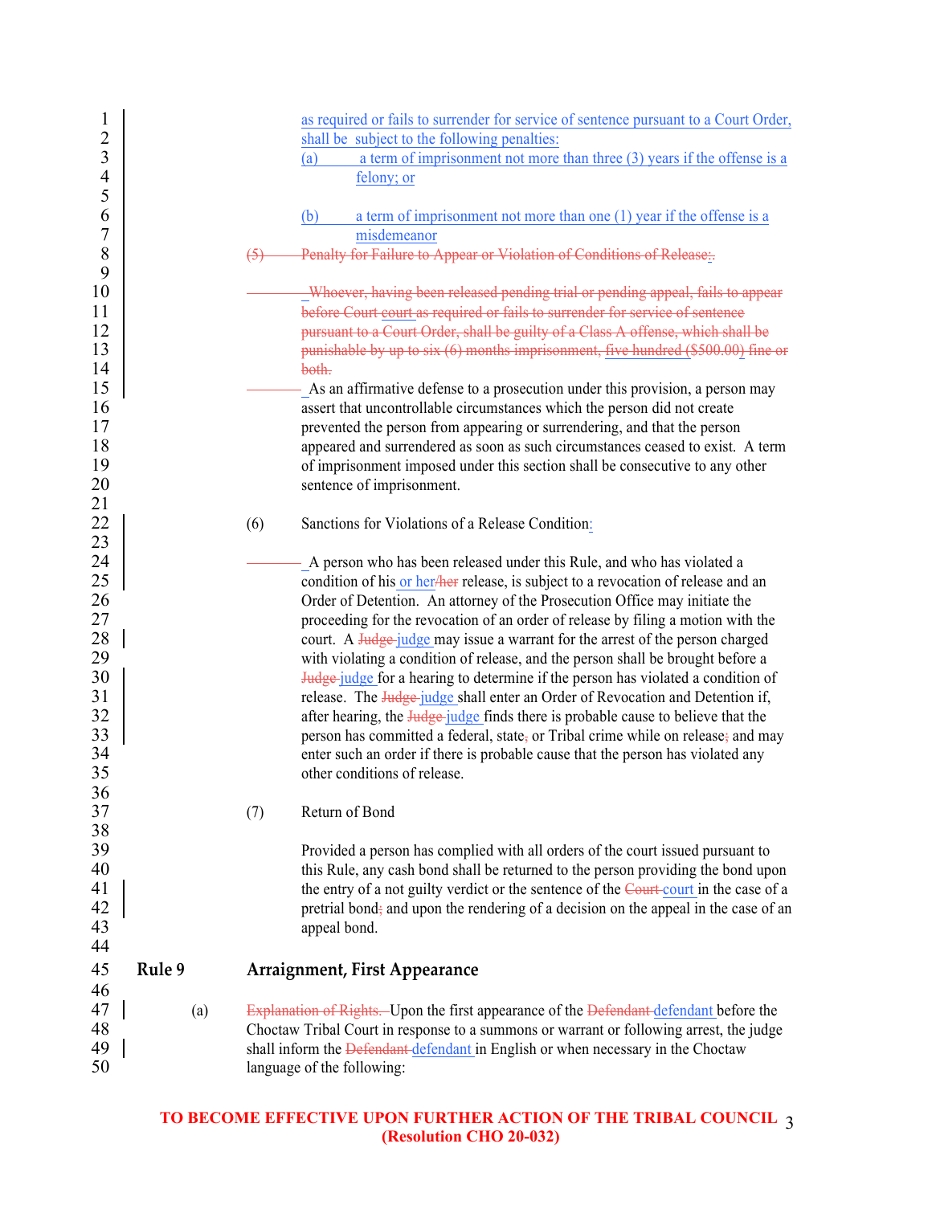as required or fails to surrender for service of sentence pursuant to a Court Order, shall be subject to the following penalties:

(a) a term of imprisonment not more than three (3) years if the offense is a felony; or

(b) a term of imprisonment not more than one (1) year if the offense is a misdemeanor

~~(5) Penalty for Failure to Appear or Violation of Conditions of Release;~~.

~~Whoever, having been released pending trial or pending appeal, fails to appear before Court~~ court ~~as required or fails to surrender for service of sentence pursuant to a Court Order, shall be guilty of a Class A offense, which shall be punishable by up to six (6) months imprisonment,~~ five hundred ($500.00) ~~fine or both.~~

As an affirmative defense to a prosecution under this provision, a person may assert that uncontrollable circumstances which the person did not create prevented the person from appearing or surrendering, and that the person appeared and surrendered as soon as such circumstances ceased to exist. A term of imprisonment imposed under this section shall be consecutive to any other sentence of imprisonment.

(6) Sanctions for Violations of a Release Condition:

A person who has been released under this Rule, and who has violated a condition of his or her ~~/her~~ release, is subject to a revocation of release and an Order of Detention. An attorney of the Prosecution Office may initiate the proceeding for the revocation of an order of release by filing a motion with the court. A ~~Judge~~ judge may issue a warrant for the arrest of the person charged with violating a condition of release, and the person shall be brought before a ~~Judge~~ judge for a hearing to determine if the person has violated a condition of release. The ~~Judge~~ judge shall enter an Order of Revocation and Detention if, after hearing, the ~~Judge~~ judge finds there is probable cause to believe that the person has committed a federal, state~~,~~ or Tribal crime while on release~~;~~ and may enter such an order if there is probable cause that the person has violated any other conditions of release.

(7) Return of Bond

Provided a person has complied with all orders of the court issued pursuant to this Rule, any cash bond shall be returned to the person providing the bond upon the entry of a not guilty verdict or the sentence of the ~~Court~~ court in the case of a pretrial bond~~;~~ and upon the rendering of a decision on the appeal in the case of an appeal bond.

## Rule 9 Arraignment, First Appearance

(a) ~~Explanation of Rights.~~ Upon the first appearance of the ~~Defendant~~ defendant before the Choctaw Tribal Court in response to a summons or warrant or following arrest, the judge shall inform the ~~Defendant~~ defendant in English or when necessary in the Choctaw language of the following:

**TO BECOME EFFECTIVE UPON FURTHER ACTION OF THE TRIBAL COUNCIL (Resolution CHO 20-032)**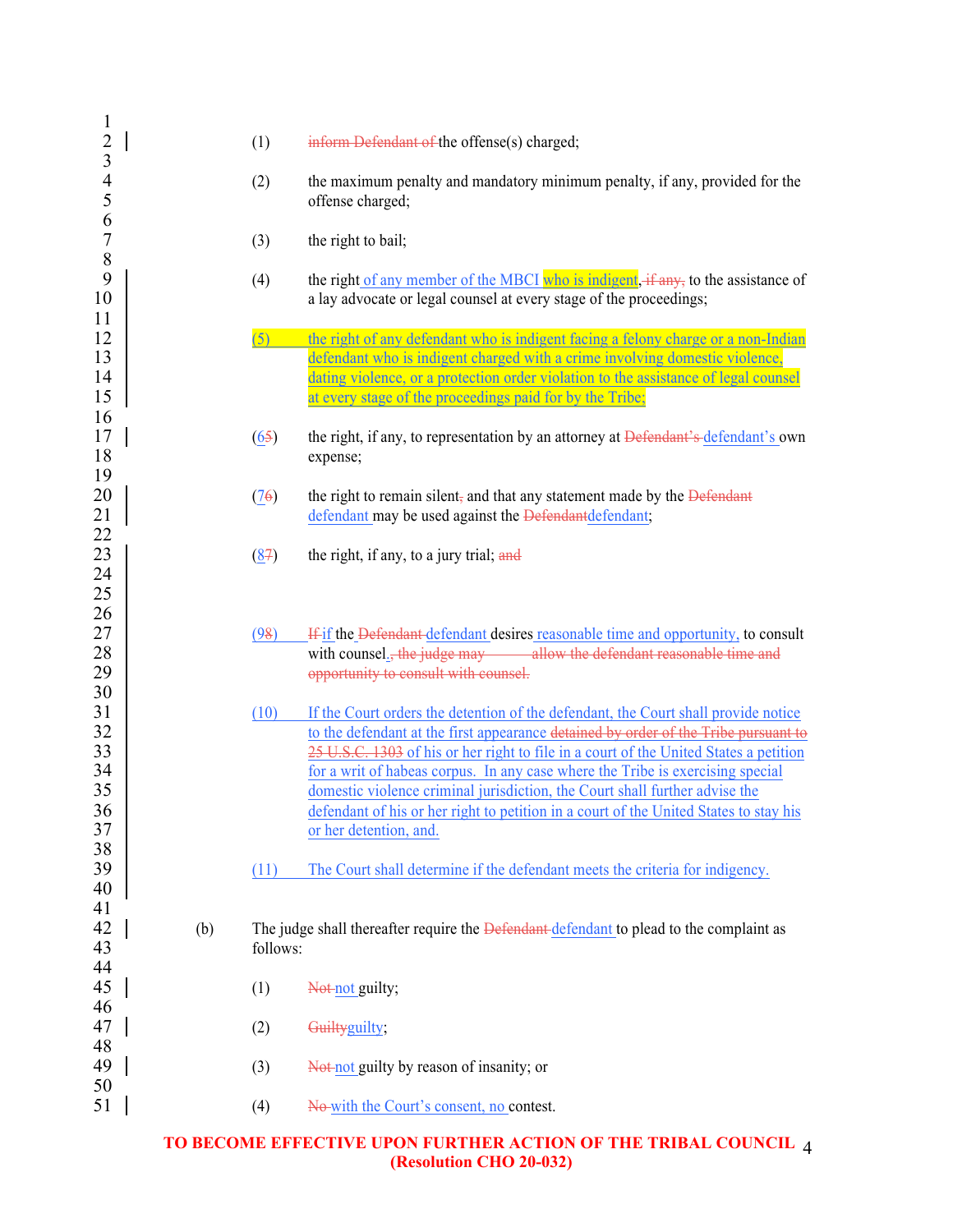(1) ~~inform Defendant of~~ the offense(s) charged;

(2) the maximum penalty and mandatory minimum penalty, if any, provided for the offense charged;

(3) the right to bail;

(4) the right of any member of the MBCI who is indigent, ~~if any,~~ to the assistance of a lay advocate or legal counsel at every stage of the proceedings;

(5) the right of any defendant who is indigent facing a felony charge or a non-Indian defendant who is indigent charged with a crime involving domestic violence, dating violence, or a protection order violation to the assistance of legal counsel at every stage of the proceedings paid for by the Tribe;

(6~~5~~) the right, if any, to representation by an attorney at ~~Defendant's~~ defendant's own expense;

(7~~6~~) the right to remain silent~~,~~ and that any statement made by the ~~Defendant~~ defendant may be used against the ~~Defendant~~defendant;

(8~~7~~) the right, if any, to a jury trial; ~~and~~

(9~~8~~) ~~If~~ if the ~~Defendant~~ defendant desires reasonable time and opportunity, to consult with counsel.~~, the judge may allow the defendant reasonable time and opportunity to consult with counsel.~~

(10) If the Court orders the detention of the defendant, the Court shall provide notice to the defendant at the first appearance ~~detained by order of the Tribe pursuant to 25 U.S.C. 1303~~ of his or her right to file in a court of the United States a petition for a writ of habeas corpus. In any case where the Tribe is exercising special domestic violence criminal jurisdiction, the Court shall further advise the defendant of his or her right to petition in a court of the United States to stay his or her detention, and.

(11) The Court shall determine if the defendant meets the criteria for indigency.

(b) The judge shall thereafter require the ~~Defendant~~ defendant to plead to the complaint as follows:

(1) ~~Not~~ not guilty;

(2) ~~Guilty~~guilty;

(3) ~~Not~~ not guilty by reason of insanity; or

(4) ~~No~~ with the Court's consent, no contest.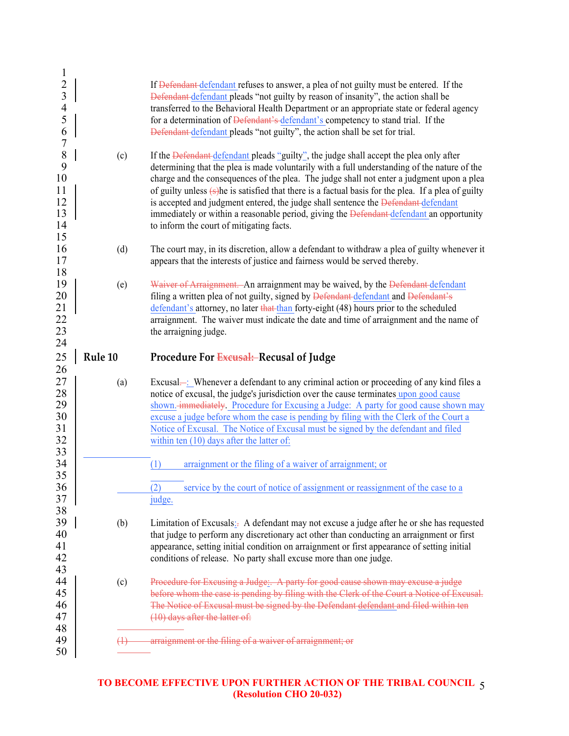If ~~Defendant~~ defendant refuses to answer, a plea of not guilty must be entered. If the ~~Defendant~~ defendant pleads "not guilty by reason of insanity", the action shall be transferred to the Behavioral Health Department or an appropriate state or federal agency for a determination of ~~Defendant's~~ defendant's competency to stand trial. If the ~~Defendant~~ defendant pleads "not guilty", the action shall be set for trial.

(c) If the ~~Defendant~~ defendant pleads "guilty", the judge shall accept the plea only after determining that the plea is made voluntarily with a full understanding of the nature of the charge and the consequences of the plea. The judge shall not enter a judgment upon a plea of guilty unless ~~(s)~~he is satisfied that there is a factual basis for the plea. If a plea of guilty is accepted and judgment entered, the judge shall sentence the ~~Defendant~~ defendant immediately or within a reasonable period, giving the ~~Defendant~~ defendant an opportunity to inform the court of mitigating facts.

(d) The court may, in its discretion, allow a defendant to withdraw a plea of guilty whenever it appears that the interests of justice and fairness would be served thereby.

(e) ~~Waiver of Arraignment.~~ An arraignment may be waived, by the ~~Defendant~~ defendant filing a written plea of not guilty, signed by ~~Defendant~~ defendant and ~~Defendant's~~ defendant's attorney, no later ~~that~~ than forty-eight (48) hours prior to the scheduled arraignment. The waiver must indicate the date and time of arraignment and the name of the arraigning judge.

## Rule 10 Procedure For ~~Excusal:~~ Recusal of Judge

(a) Excusal~~.~~: Whenever a defendant to any criminal action or proceeding of any kind files a notice of excusal, the judge's jurisdiction over the cause terminates upon good cause shown. ~~immediately~~. Procedure for Excusing a Judge: A party for good cause shown may excuse a judge before whom the case is pending by filing with the Clerk of the Court a Notice of Excusal. The Notice of Excusal must be signed by the defendant and filed within ten (10) days after the latter of:

(1) arraignment or the filing of a waiver of arraignment; or

(2) service by the court of notice of assignment or reassignment of the case to a judge.

(b) Limitation of Excusals:~~.~~ A defendant may not excuse a judge after he or she has requested that judge to perform any discretionary act other than conducting an arraignment or first appearance, setting initial condition on arraignment or first appearance of setting initial conditions of release. No party shall excuse more than one judge.

(c) ~~Procedure for Excusing a Judge:. A party for good cause shown may excuse a judge before whom the case is pending by filing with the Clerk of the Court a Notice of Excusal. The Notice of Excusal must be signed by the Defendant defendant and filed within ten (10) days after the latter of:~~

~~(1) arraignment or the filing of a waiver of arraignment; or~~

**TO BECOME EFFECTIVE UPON FURTHER ACTION OF THE TRIBAL COUNCIL (Resolution CHO 20-032)**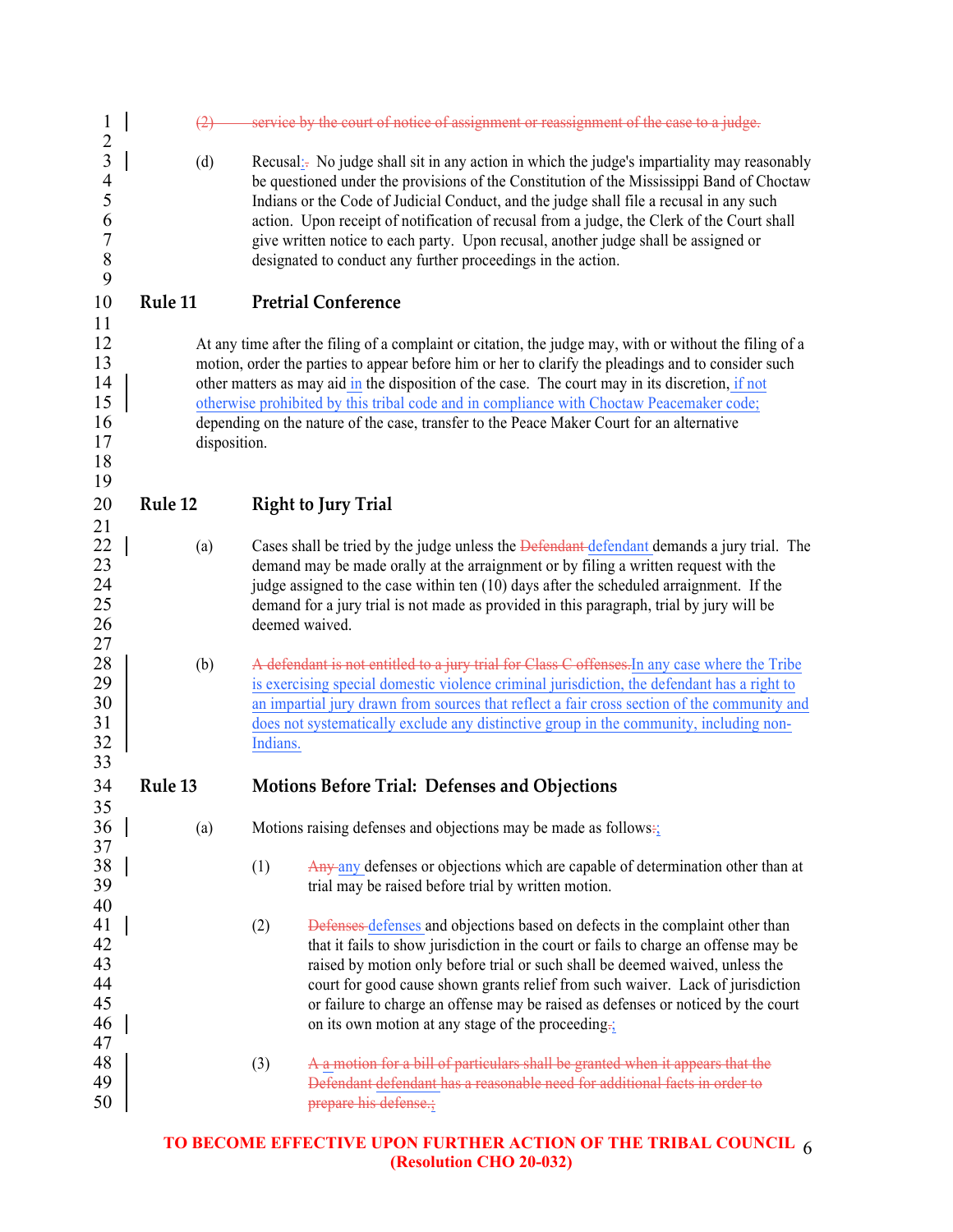~~(2) service by the court of notice of assignment or reassignment of the case to a judge.~~

(d) Recusal:~~.~~ No judge shall sit in any action in which the judge's impartiality may reasonably be questioned under the provisions of the Constitution of the Mississippi Band of Choctaw Indians or the Code of Judicial Conduct, and the judge shall file a recusal in any such action. Upon receipt of notification of recusal from a judge, the Clerk of the Court shall give written notice to each party. Upon recusal, another judge shall be assigned or designated to conduct any further proceedings in the action.

## Rule 11 Pretrial Conference

At any time after the filing of a complaint or citation, the judge may, with or without the filing of a motion, order the parties to appear before him or her to clarify the pleadings and to consider such other matters as may aid in the disposition of the case. The court may in its discretion, if not otherwise prohibited by this tribal code and in compliance with Choctaw Peacemaker code; depending on the nature of the case, transfer to the Peace Maker Court for an alternative disposition.

## Rule 12 Right to Jury Trial

(a) Cases shall be tried by the judge unless the ~~Defendant~~ defendant demands a jury trial. The demand may be made orally at the arraignment or by filing a written request with the judge assigned to the case within ten (10) days after the scheduled arraignment. If the demand for a jury trial is not made as provided in this paragraph, trial by jury will be deemed waived.

(b) ~~A defendant is not entitled to a jury trial for Class C offenses.~~In any case where the Tribe is exercising special domestic violence criminal jurisdiction, the defendant has a right to an impartial jury drawn from sources that reflect a fair cross section of the community and does not systematically exclude any distinctive group in the community, including non-Indians.

## Rule 13 Motions Before Trial: Defenses and Objections

(a) Motions raising defenses and objections may be made as follows~~:~~;

(1) ~~Any~~ any defenses or objections which are capable of determination other than at trial may be raised before trial by written motion.

(2) ~~Defenses~~ defenses and objections based on defects in the complaint other than that it fails to show jurisdiction in the court or fails to charge an offense may be raised by motion only before trial or such shall be deemed waived, unless the court for good cause shown grants relief from such waiver. Lack of jurisdiction or failure to charge an offense may be raised as defenses or noticed by the court on its own motion at any stage of the proceeding~~.~~;

(3) ~~A a motion for a bill of particulars shall be granted when it appears that the Defendant defendant has a reasonable need for additional facts in order to prepare his defense.~~;

**TO BECOME EFFECTIVE UPON FURTHER ACTION OF THE TRIBAL COUNCIL (Resolution CHO 20-032)**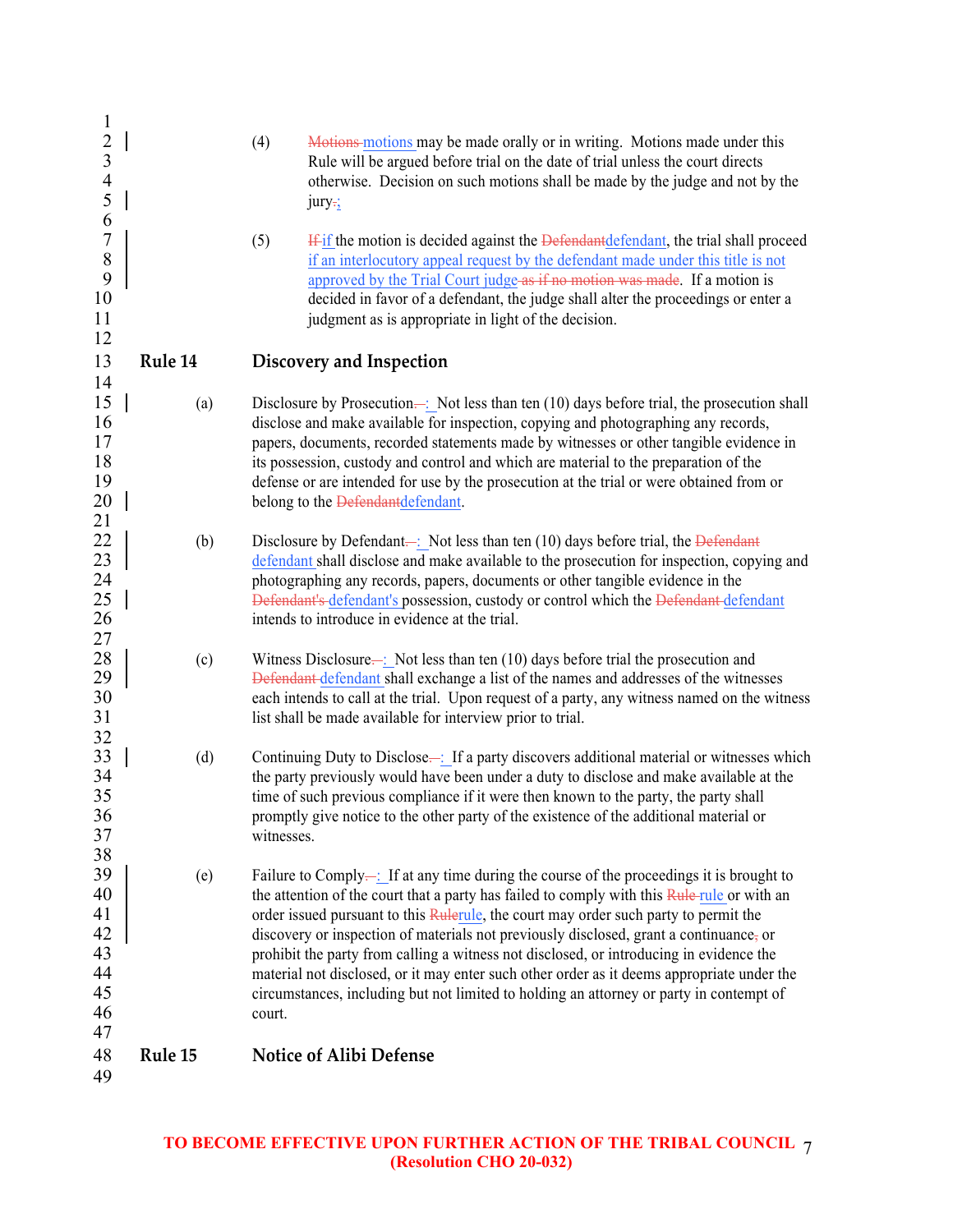(4) ~~Motions~~ motions may be made orally or in writing. Motions made under this Rule will be argued before trial on the date of trial unless the court directs otherwise. Decision on such motions shall be made by the judge and not by the jury~~.~~;

(5) ~~If~~ if the motion is decided against the ~~Defendant~~defendant, the trial shall proceed if an interlocutory appeal request by the defendant made under this title is not approved by the Trial Court judge ~~as if no motion was made~~. If a motion is decided in favor of a defendant, the judge shall alter the proceedings or enter a judgment as is appropriate in light of the decision.

## Rule 14 Discovery and Inspection

(a) Disclosure by Prosecution~~.—~~: Not less than ten (10) days before trial, the prosecution shall disclose and make available for inspection, copying and photographing any records, papers, documents, recorded statements made by witnesses or other tangible evidence in its possession, custody and control and which are material to the preparation of the defense or are intended for use by the prosecution at the trial or were obtained from or belong to the ~~Defendant~~defendant.

(b) Disclosure by Defendant~~.—~~: Not less than ten (10) days before trial, the ~~Defendant~~ defendant shall disclose and make available to the prosecution for inspection, copying and photographing any records, papers, documents or other tangible evidence in the ~~Defendant's~~ defendant's possession, custody or control which the ~~Defendant~~ defendant intends to introduce in evidence at the trial.

(c) Witness Disclosure~~.—~~: Not less than ten (10) days before trial the prosecution and ~~Defendant~~ defendant shall exchange a list of the names and addresses of the witnesses each intends to call at the trial. Upon request of a party, any witness named on the witness list shall be made available for interview prior to trial.

(d) Continuing Duty to Disclose~~.—~~: If a party discovers additional material or witnesses which the party previously would have been under a duty to disclose and make available at the time of such previous compliance if it were then known to the party, the party shall promptly give notice to the other party of the existence of the additional material or witnesses.

(e) Failure to Comply~~.—~~: If at any time during the course of the proceedings it is brought to the attention of the court that a party has failed to comply with this ~~Rule~~ rule or with an order issued pursuant to this ~~Rule~~rule, the court may order such party to permit the discovery or inspection of materials not previously disclosed, grant a continuance~~,~~ or prohibit the party from calling a witness not disclosed, or introducing in evidence the material not disclosed, or it may enter such other order as it deems appropriate under the circumstances, including but not limited to holding an attorney or party in contempt of court.

## Rule 15 Notice of Alibi Defense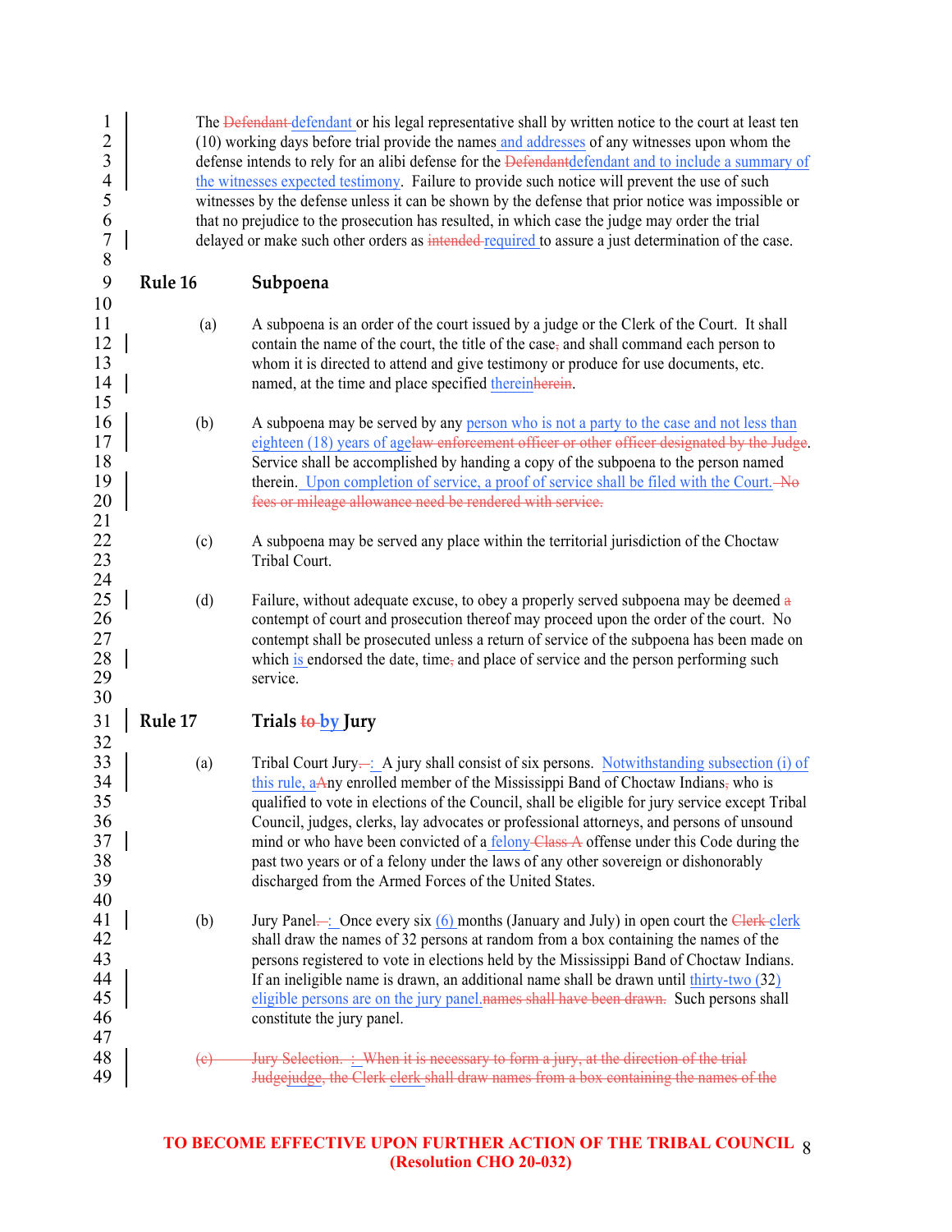The ~~Defendant~~ defendant or his legal representative shall by written notice to the court at least ten (10) working days before trial provide the names and addresses of any witnesses upon whom the defense intends to rely for an alibi defense for the ~~Defendant~~defendant and to include a summary of the witnesses expected testimony. Failure to provide such notice will prevent the use of such witnesses by the defense unless it can be shown by the defense that prior notice was impossible or that no prejudice to the prosecution has resulted, in which case the judge may order the trial delayed or make such other orders as ~~intended~~ required to assure a just determination of the case.

## Rule 16 Subpoena

(a) A subpoena is an order of the court issued by a judge or the Clerk of the Court. It shall contain the name of the court, the title of the case~~,~~ and shall command each person to whom it is directed to attend and give testimony or produce for use documents, etc. named, at the time and place specified therein~~herein~~.

(b) A subpoena may be served by any person who is not a party to the case and not less than eighteen (18) years of age~~law enforcement officer or other officer designated by the Judge~~. Service shall be accomplished by handing a copy of the subpoena to the person named therein. Upon completion of service, a proof of service shall be filed with the Court. ~~No fees or mileage allowance need be rendered with service.~~

(c) A subpoena may be served any place within the territorial jurisdiction of the Choctaw Tribal Court.

(d) Failure, without adequate excuse, to obey a properly served subpoena may be deemed ~~a~~ contempt of court and prosecution thereof may proceed upon the order of the court. No contempt shall be prosecuted unless a return of service of the subpoena has been made on which is endorsed the date, time~~,~~ and place of service and the person performing such service.

## Rule 17 Trials ~~to~~ by Jury

(a) Tribal Court Jury~~.~~ : A jury shall consist of six persons. Notwithstanding subsection (i) of this rule, a~~A~~ny enrolled member of the Mississippi Band of Choctaw Indians~~,~~ who is qualified to vote in elections of the Council, shall be eligible for jury service except Tribal Council, judges, clerks, lay advocates or professional attorneys, and persons of unsound mind or who have been convicted of a felony ~~Class A~~ offense under this Code during the past two years or of a felony under the laws of any other sovereign or dishonorably discharged from the Armed Forces of the United States.

(b) Jury Panel~~.~~ : Once every six (6) months (January and July) in open court the ~~Clerk~~ clerk shall draw the names of 32 persons at random from a box containing the names of the persons registered to vote in elections held by the Mississippi Band of Choctaw Indians. If an ineligible name is drawn, an additional name shall be drawn until thirty-two (32) eligible persons are on the jury panel.~~names shall have been drawn.~~ Such persons shall constitute the jury panel.

~~(c) Jury Selection.~~ ~~: When it is necessary to form a jury, at the direction of the trial Judge~~judge, ~~the Clerk~~ clerk ~~shall draw names from a box containing the names of the~~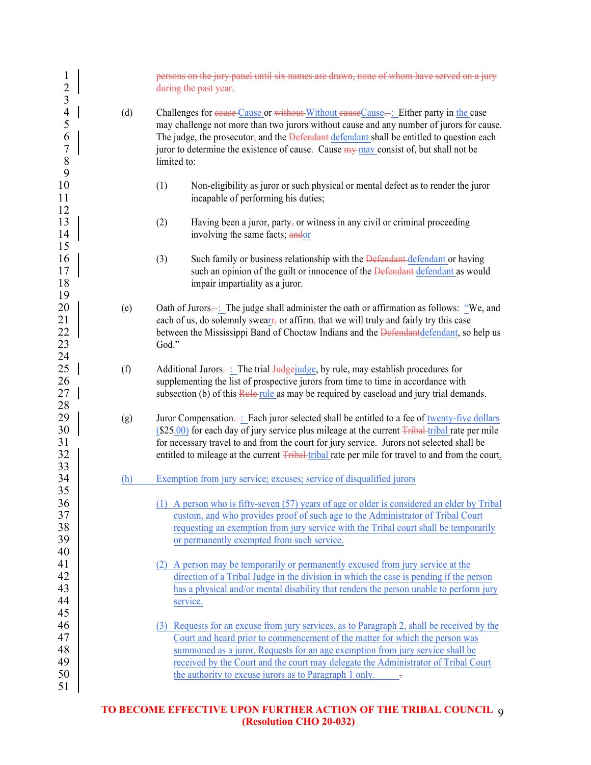~~persons on the jury panel until six names are drawn, none of whom have served on a jury during the past year.~~

(d) Challenges for ~~cause~~ Cause or ~~without~~ Without ~~cause~~Cause~~.~~: Either party in the case may challenge not more than two jurors without cause and any number of jurors for cause. The judge, the prosecutor~~,~~ and the ~~Defendant~~ defendant shall be entitled to question each juror to determine the existence of cause. Cause ~~my~~ may consist of, but shall not be limited to:

(1) Non-eligibility as juror or such physical or mental defect as to render the juror incapable of performing his duties;

(2) Having been a juror, party~~,~~ or witness in any civil or criminal proceeding involving the same facts; ~~and~~or

(3) Such family or business relationship with the ~~Defendant~~ defendant or having such an opinion of the guilt or innocence of the ~~Defendant~~ defendant as would impair impartiality as a juror.

(e) Oath of Jurors~~.~~: The judge shall administer the oath or affirmation as follows: "We, and each of us, do solemnly swea~~r~~r~~,~~ or affirm~~,~~ that we will truly and fairly try this case between the Mississippi Band of Choctaw Indians and the ~~Defendant~~defendant, so help us God."

(f) Additional Jurors~~.~~: The trial ~~Judge~~judge, by rule, may establish procedures for supplementing the list of prospective jurors from time to time in accordance with subsection (b) of this ~~Rule~~ rule as may be required by caseload and jury trial demands.

(g) Juror Compensation~~.~~: Each juror selected shall be entitled to a fee of twenty-five dollars ($25.00) for each day of jury service plus mileage at the current ~~Tribal~~ tribal rate per mile for necessary travel to and from the court for jury service. Jurors not selected shall be entitled to mileage at the current ~~Tribal~~ tribal rate per mile for travel to and from the court.

(h) Exemption from jury service; excuses; service of disqualified jurors

(1) A person who is fifty-seven (57) years of age or older is considered an elder by Tribal custom, and who provides proof of such age to the Administrator of Tribal Court requesting an exemption from jury service with the Tribal court shall be temporarily or permanently exempted from such service.

(2) A person may be temporarily or permanently excused from jury service at the direction of a Tribal Judge in the division in which the case is pending if the person has a physical and/or mental disability that renders the person unable to perform jury service.

(3) Requests for an excuse from jury services, as to Paragraph 2, shall be received by the Court and heard prior to commencement of the matter for which the person was summoned as a juror. Requests for an age exemption from jury service shall be received by the Court and the court may delegate the Administrator of Tribal Court the authority to excuse jurors as to Paragraph 1 only. ~~.~~

**TO BECOME EFFECTIVE UPON FURTHER ACTION OF THE TRIBAL COUNCIL (Resolution CHO 20-032)**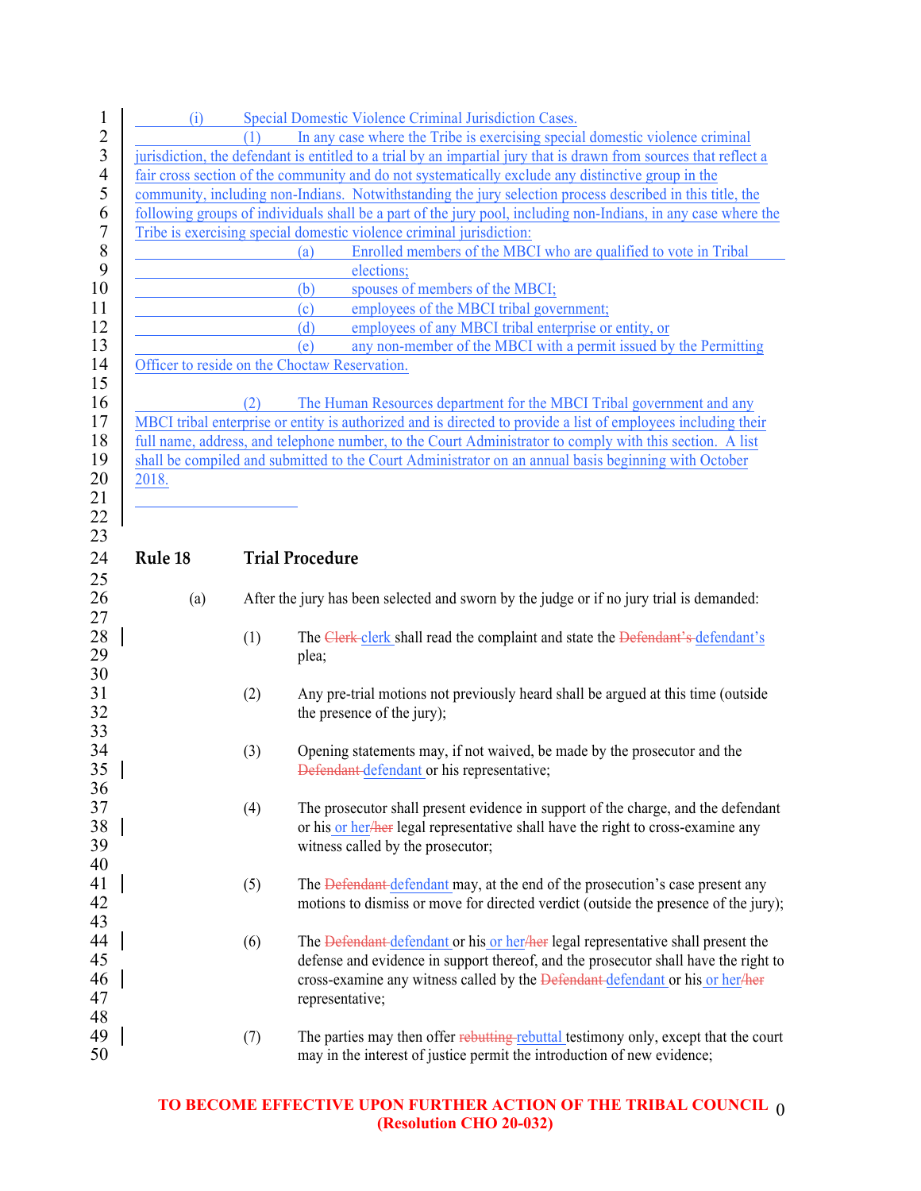(i) Special Domestic Violence Criminal Jurisdiction Cases.

(1) In any case where the Tribe is exercising special domestic violence criminal jurisdiction, the defendant is entitled to a trial by an impartial jury that is drawn from sources that reflect a fair cross section of the community and do not systematically exclude any distinctive group in the community, including non-Indians. Notwithstanding the jury selection process described in this title, the following groups of individuals shall be a part of the jury pool, including non-Indians, in any case where the Tribe is exercising special domestic violence criminal jurisdiction:

(a) Enrolled members of the MBCI who are qualified to vote in Tribal elections;

(b) spouses of members of the MBCI;

(c) employees of the MBCI tribal government;

(d) employees of any MBCI tribal enterprise or entity, or

(e) any non-member of the MBCI with a permit issued by the Permitting Officer to reside on the Choctaw Reservation.

(2) The Human Resources department for the MBCI Tribal government and any MBCI tribal enterprise or entity is authorized and is directed to provide a list of employees including their full name, address, and telephone number, to the Court Administrator to comply with this section. A list shall be compiled and submitted to the Court Administrator on an annual basis beginning with October 2018.

## Rule 18 Trial Procedure

(a) After the jury has been selected and sworn by the judge or if no jury trial is demanded:

(1) The ~~Clerk~~ clerk shall read the complaint and state the ~~Defendant's~~ defendant's plea;

(2) Any pre-trial motions not previously heard shall be argued at this time (outside the presence of the jury);

(3) Opening statements may, if not waived, be made by the prosecutor and the ~~Defendant~~ defendant or his representative;

(4) The prosecutor shall present evidence in support of the charge, and the defendant or his or her~~/her~~ legal representative shall have the right to cross-examine any witness called by the prosecutor;

(5) The ~~Defendant~~ defendant may, at the end of the prosecution's case present any motions to dismiss or move for directed verdict (outside the presence of the jury);

(6) The ~~Defendant~~ defendant or his or her~~/her~~ legal representative shall present the defense and evidence in support thereof, and the prosecutor shall have the right to cross-examine any witness called by the ~~Defendant~~ defendant or his or her~~/her~~ representative;

(7) The parties may then offer ~~rebutting~~ rebuttal testimony only, except that the court may in the interest of justice permit the introduction of new evidence;

**TO BECOME EFFECTIVE UPON FURTHER ACTION OF THE TRIBAL COUNCIL (Resolution CHO 20-032)**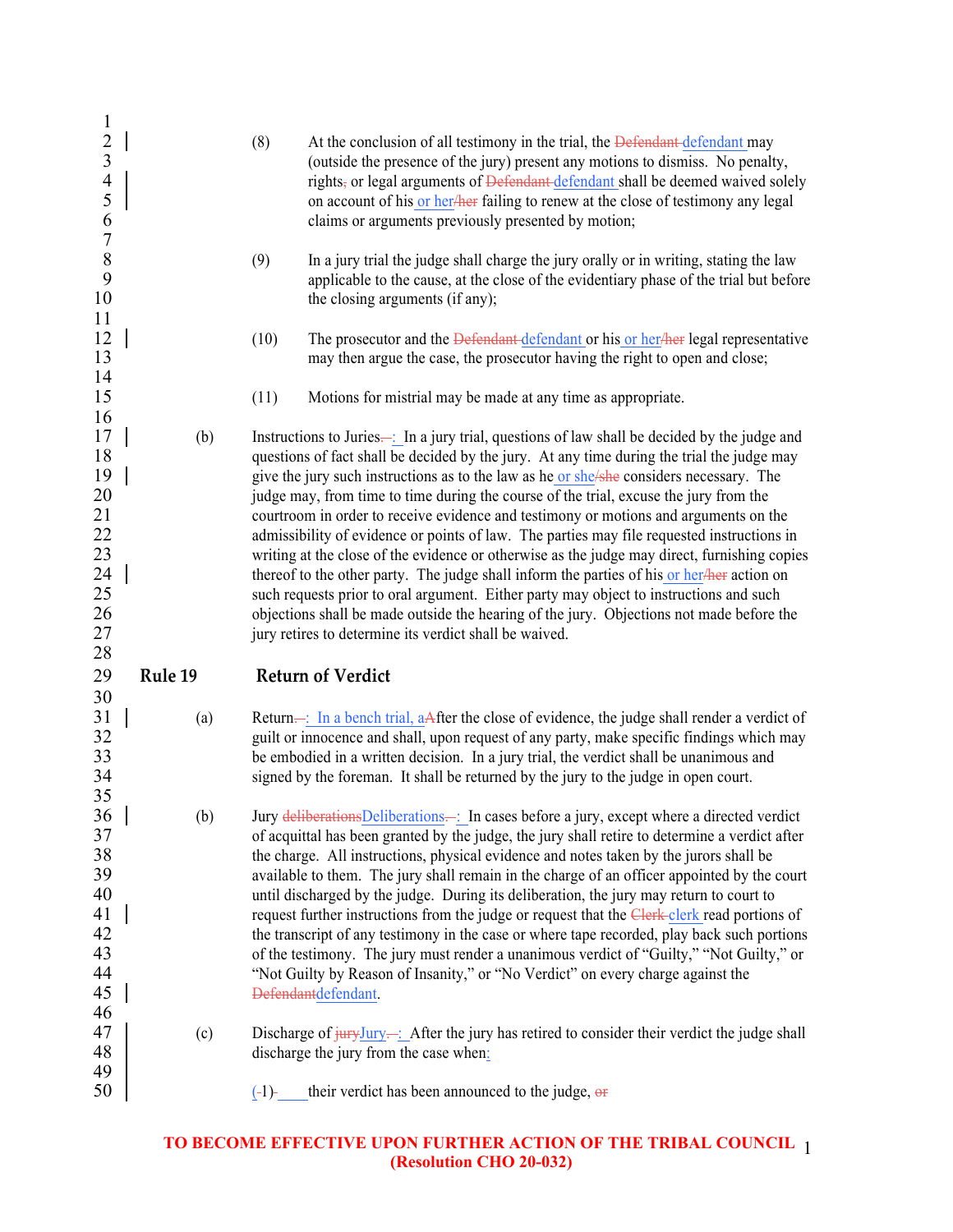(8) At the conclusion of all testimony in the trial, the ~~Defendant~~ defendant may (outside the presence of the jury) present any motions to dismiss. No penalty, rights~~,~~ or legal arguments of ~~Defendant~~ defendant shall be deemed waived solely on account of his or her~~/her~~ failing to renew at the close of testimony any legal claims or arguments previously presented by motion;

(9) In a jury trial the judge shall charge the jury orally or in writing, stating the law applicable to the cause, at the close of the evidentiary phase of the trial but before the closing arguments (if any);

(10) The prosecutor and the ~~Defendant~~ defendant or his or her~~/her~~ legal representative may then argue the case, the prosecutor having the right to open and close;

(11) Motions for mistrial may be made at any time as appropriate.

(b) Instructions to Juries~~. –~~: In a jury trial, questions of law shall be decided by the judge and questions of fact shall be decided by the jury. At any time during the trial the judge may give the jury such instructions as to the law as he or she~~/she~~ considers necessary. The judge may, from time to time during the course of the trial, excuse the jury from the courtroom in order to receive evidence and testimony or motions and arguments on the admissibility of evidence or points of law. The parties may file requested instructions in writing at the close of the evidence or otherwise as the judge may direct, furnishing copies thereof to the other party. The judge shall inform the parties of his or her~~/her~~ action on such requests prior to oral argument. Either party may object to instructions and such objections shall be made outside the hearing of the jury. Objections not made before the jury retires to determine its verdict shall be waived.

## Rule 19 Return of Verdict

(a) Return~~. –~~: In a bench trial, a~~A~~fter the close of evidence, the judge shall render a verdict of guilt or innocence and shall, upon request of any party, make specific findings which may be embodied in a written decision. In a jury trial, the verdict shall be unanimous and signed by the foreman. It shall be returned by the jury to the judge in open court.

(b) Jury ~~deliberations~~Deliberations~~. –~~: In cases before a jury, except where a directed verdict of acquittal has been granted by the judge, the jury shall retire to determine a verdict after the charge. All instructions, physical evidence and notes taken by the jurors shall be available to them. The jury shall remain in the charge of an officer appointed by the court until discharged by the judge. During its deliberation, the jury may return to court to request further instructions from the judge or request that the ~~Clerk~~ clerk read portions of the transcript of any testimony in the case or where tape recorded, play back such portions of the testimony. The jury must render a unanimous verdict of "Guilty," "Not Guilty," or "Not Guilty by Reason of Insanity," or "No Verdict" on every charge against the ~~Defendant~~defendant.

(c) Discharge of ~~jury~~Jury~~. –~~: After the jury has retired to consider their verdict the judge shall discharge the jury from the case when:

(~~-~~1)~~-~~ their verdict has been announced to the judge, ~~or~~

**TO BECOME EFFECTIVE UPON FURTHER ACTION OF THE TRIBAL COUNCIL (Resolution CHO 20-032)**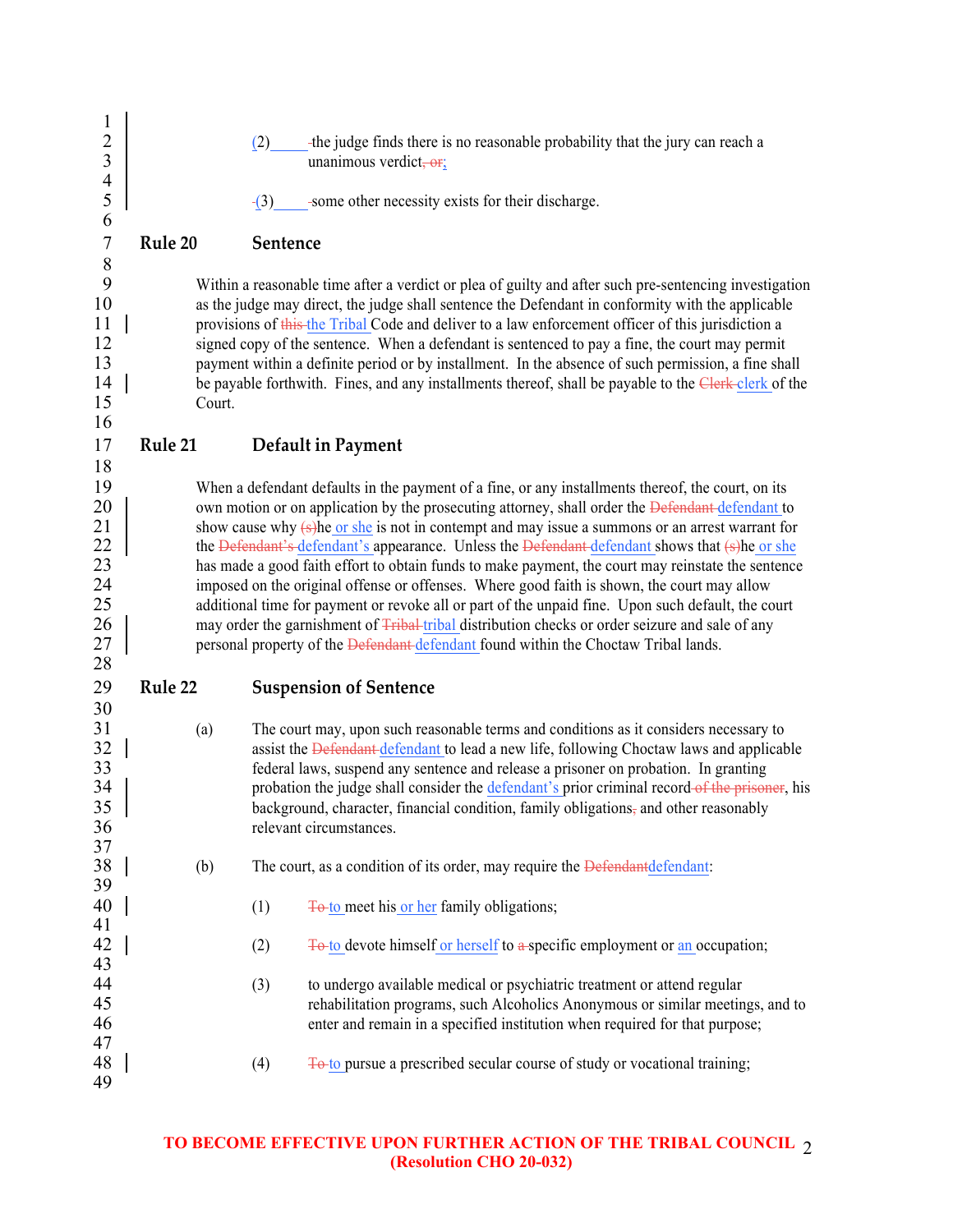(2) the judge finds there is no reasonable probability that the jury can reach a unanimous verdict~~, or~~;

(3) some other necessity exists for their discharge.

## Rule 20 Sentence

Within a reasonable time after a verdict or plea of guilty and after such pre-sentencing investigation as the judge may direct, the judge shall sentence the Defendant in conformity with the applicable provisions of ~~this~~ the Tribal Code and deliver to a law enforcement officer of this jurisdiction a signed copy of the sentence. When a defendant is sentenced to pay a fine, the court may permit payment within a definite period or by installment. In the absence of such permission, a fine shall be payable forthwith. Fines, and any installments thereof, shall be payable to the ~~Clerk~~ clerk of the Court.

## Rule 21 Default in Payment

When a defendant defaults in the payment of a fine, or any installments thereof, the court, on its own motion or on application by the prosecuting attorney, shall order the ~~Defendant~~ defendant to show cause why ~~(s)~~he or she is not in contempt and may issue a summons or an arrest warrant for the ~~Defendant's~~ defendant's appearance. Unless the ~~Defendant~~ defendant shows that ~~(s)~~he or she has made a good faith effort to obtain funds to make payment, the court may reinstate the sentence imposed on the original offense or offenses. Where good faith is shown, the court may allow additional time for payment or revoke all or part of the unpaid fine. Upon such default, the court may order the garnishment of ~~Tribal~~ tribal distribution checks or order seizure and sale of any personal property of the ~~Defendant~~ defendant found within the Choctaw Tribal lands.

## Rule 22 Suspension of Sentence

(a) The court may, upon such reasonable terms and conditions as it considers necessary to assist the ~~Defendant~~ defendant to lead a new life, following Choctaw laws and applicable federal laws, suspend any sentence and release a prisoner on probation. In granting probation the judge shall consider the defendant's prior criminal record ~~of the prisoner~~, his background, character, financial condition, family obligations~~,~~ and other reasonably relevant circumstances.

(b) The court, as a condition of its order, may require the ~~Defendant~~defendant:

(1) ~~To~~ to meet his or her family obligations;

(2) ~~To~~ to devote himself or herself to ~~a~~ specific employment or an occupation;

(3) to undergo available medical or psychiatric treatment or attend regular rehabilitation programs, such Alcoholics Anonymous or similar meetings, and to enter and remain in a specified institution when required for that purpose;

(4) ~~To~~ to pursue a prescribed secular course of study or vocational training;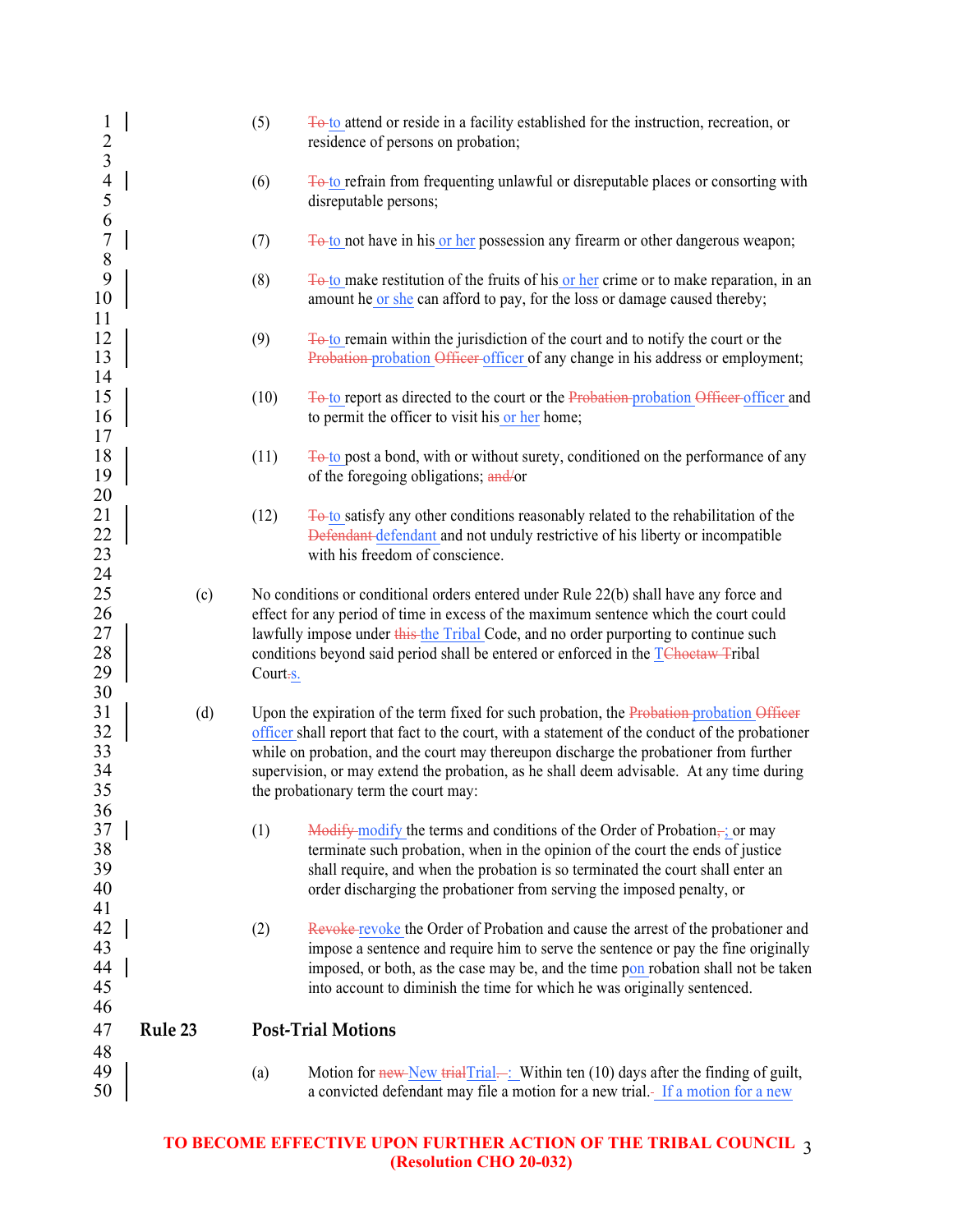(5) ~~To~~ to attend or reside in a facility established for the instruction, recreation, or residence of persons on probation;

(6) ~~To~~ to refrain from frequenting unlawful or disreputable places or consorting with disreputable persons;

(7) ~~To~~ to not have in his or her possession any firearm or other dangerous weapon;

(8) ~~To~~ to make restitution of the fruits of his or her crime or to make reparation, in an amount he or she can afford to pay, for the loss or damage caused thereby;

(9) ~~To~~ to remain within the jurisdiction of the court and to notify the court or the ~~Probation~~ probation ~~Officer~~ officer of any change in his address or employment;

(10) ~~To~~ to report as directed to the court or the ~~Probation~~ probation ~~Officer~~ officer and to permit the officer to visit his or her home;

(11) ~~To~~ to post a bond, with or without surety, conditioned on the performance of any of the foregoing obligations; ~~and/~~or

(12) ~~To~~ to satisfy any other conditions reasonably related to the rehabilitation of the ~~Defendant~~ defendant and not unduly restrictive of his liberty or incompatible with his freedom of conscience.

(c) No conditions or conditional orders entered under Rule 22(b) shall have any force and effect for any period of time in excess of the maximum sentence which the court could lawfully impose under ~~this~~ the Tribal Code, and no order purporting to continue such conditions beyond said period shall be entered or enforced in the T~~Choctaw T~~ribal Court~~.~~s.

(d) Upon the expiration of the term fixed for such probation, the ~~Probation~~ probation ~~Officer~~ officer shall report that fact to the court, with a statement of the conduct of the probationer while on probation, and the court may thereupon discharge the probationer from further supervision, or may extend the probation, as he shall deem advisable. At any time during the probationary term the court may:

(1) ~~Modify~~ modify the terms and conditions of the Order of Probation~~,~~; or may terminate such probation, when in the opinion of the court the ends of justice shall require, and when the probation is so terminated the court shall enter an order discharging the probationer from serving the imposed penalty, or

(2) ~~Revoke~~ revoke the Order of Probation and cause the arrest of the probationer and impose a sentence and require him to serve the sentence or pay the fine originally imposed, or both, as the case may be, and the time pon robation shall not be taken into account to diminish the time for which he was originally sentenced.

## Rule 23 Post-Trial Motions

(a) Motion for ~~new~~ New ~~trial~~Trial~~.~~: Within ten (10) days after the finding of guilt, a convicted defendant may file a motion for a new trial.~~-~~ If a motion for a new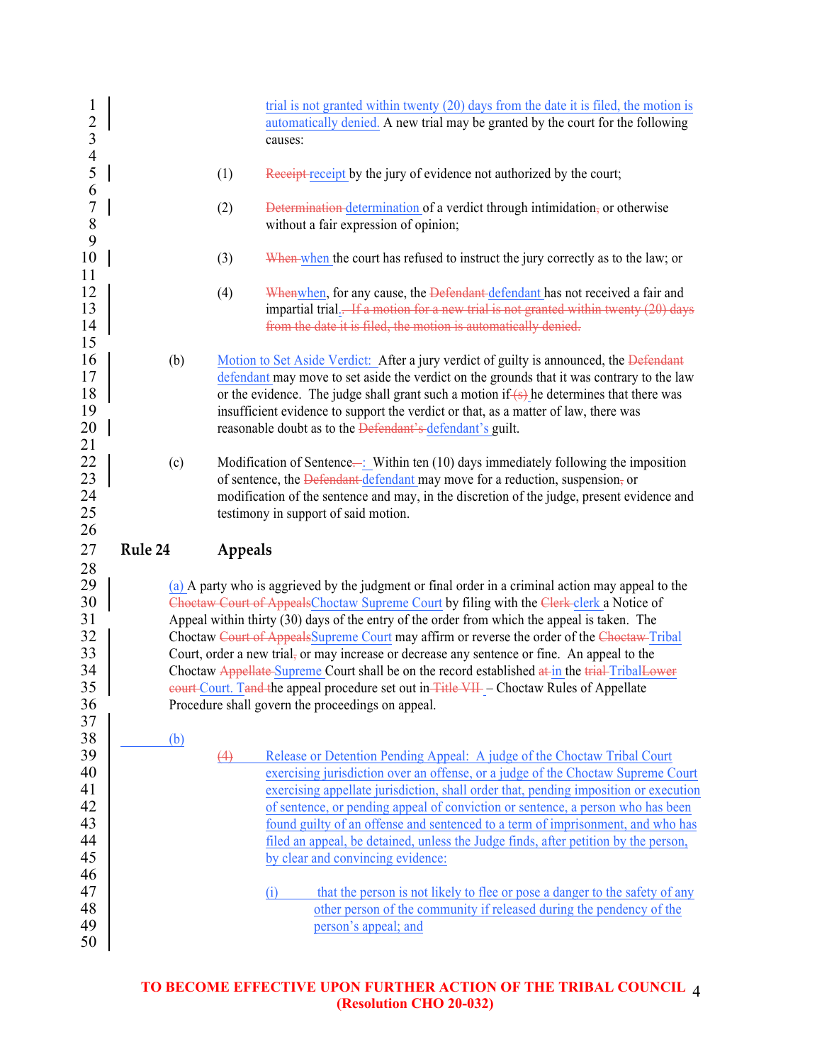trial is not granted within twenty (20) days from the date it is filed, the motion is automatically denied. A new trial may be granted by the court for the following causes:

(1) Receipt receipt by the jury of evidence not authorized by the court;

(2) Determination determination of a verdict through intimidation, or otherwise without a fair expression of opinion;

(3) When when the court has refused to instruct the jury correctly as to the law; or

(4) Whenwhen, for any cause, the Defendant defendant has not received a fair and impartial trial. If a motion for a new trial is not granted within twenty (20) days from the date it is filed, the motion is automatically denied.

(b) Motion to Set Aside Verdict: After a jury verdict of guilty is announced, the Defendant defendant may move to set aside the verdict on the grounds that it was contrary to the law or the evidence. The judge shall grant such a motion if (s) he determines that there was insufficient evidence to support the verdict or that, as a matter of law, there was reasonable doubt as to the Defendant's defendant's guilt.

(c) Modification of Sentence.–: Within ten (10) days immediately following the imposition of sentence, the Defendant defendant may move for a reduction, suspension, or modification of the sentence and may, in the discretion of the judge, present evidence and testimony in support of said motion.

## Rule 24 Appeals

(a) A party who is aggrieved by the judgment or final order in a criminal action may appeal to the Choctaw Court of AppealsChoctaw Supreme Court by filing with the Clerk clerk a Notice of Appeal within thirty (30) days of the entry of the order from which the appeal is taken. The Choctaw Court of AppealsSupreme Court may affirm or reverse the order of the Choctaw Tribal Court, order a new trial, or may increase or decrease any sentence or fine. An appeal to the Choctaw Appellate Supreme Court shall be on the record established at in the trial TribalLower court Court. Tand the appeal procedure set out in Title VII – Choctaw Rules of Appellate Procedure shall govern the proceedings on appeal.

(b)

(4) Release or Detention Pending Appeal: A judge of the Choctaw Tribal Court exercising jurisdiction over an offense, or a judge of the Choctaw Supreme Court exercising appellate jurisdiction, shall order that, pending imposition or execution of sentence, or pending appeal of conviction or sentence, a person who has been found guilty of an offense and sentenced to a term of imprisonment, and who has filed an appeal, be detained, unless the Judge finds, after petition by the person, by clear and convincing evidence:

(i) that the person is not likely to flee or pose a danger to the safety of any other person of the community if released during the pendency of the person's appeal; and

**TO BECOME EFFECTIVE UPON FURTHER ACTION OF THE TRIBAL COUNCIL (Resolution CHO 20-032)**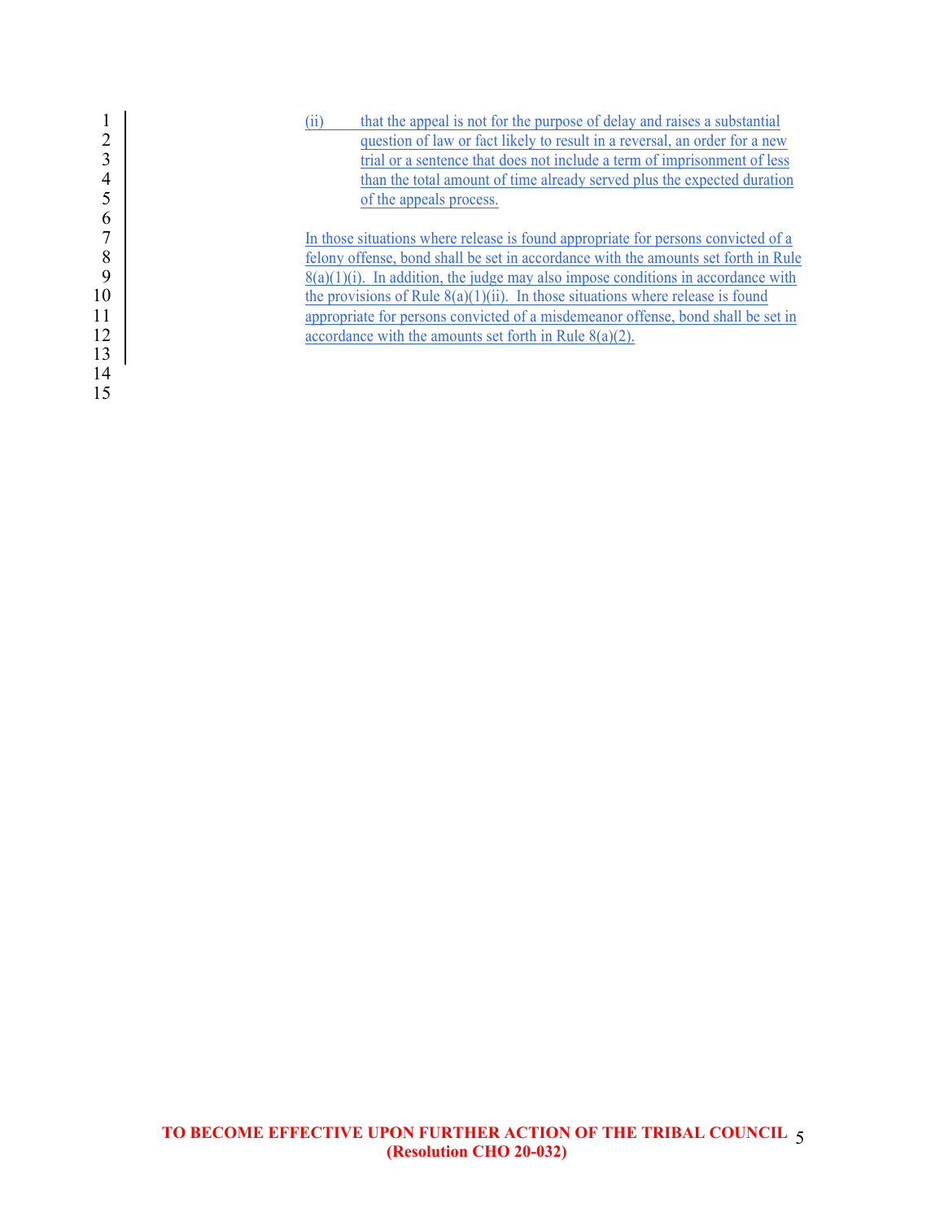(ii) that the appeal is not for the purpose of delay and raises a substantial question of law or fact likely to result in a reversal, an order for a new trial or a sentence that does not include a term of imprisonment of less than the total amount of time already served plus the expected duration of the appeals process.

In those situations where release is found appropriate for persons convicted of a felony offense, bond shall be set in accordance with the amounts set forth in Rule 8(a)(1)(i). In addition, the judge may also impose conditions in accordance with the provisions of Rule 8(a)(1)(ii). In those situations where release is found appropriate for persons convicted of a misdemeanor offense, bond shall be set in accordance with the amounts set forth in Rule 8(a)(2).

**TO BECOME EFFECTIVE UPON FURTHER ACTION OF THE TRIBAL COUNCIL (Resolution CHO 20-032)**